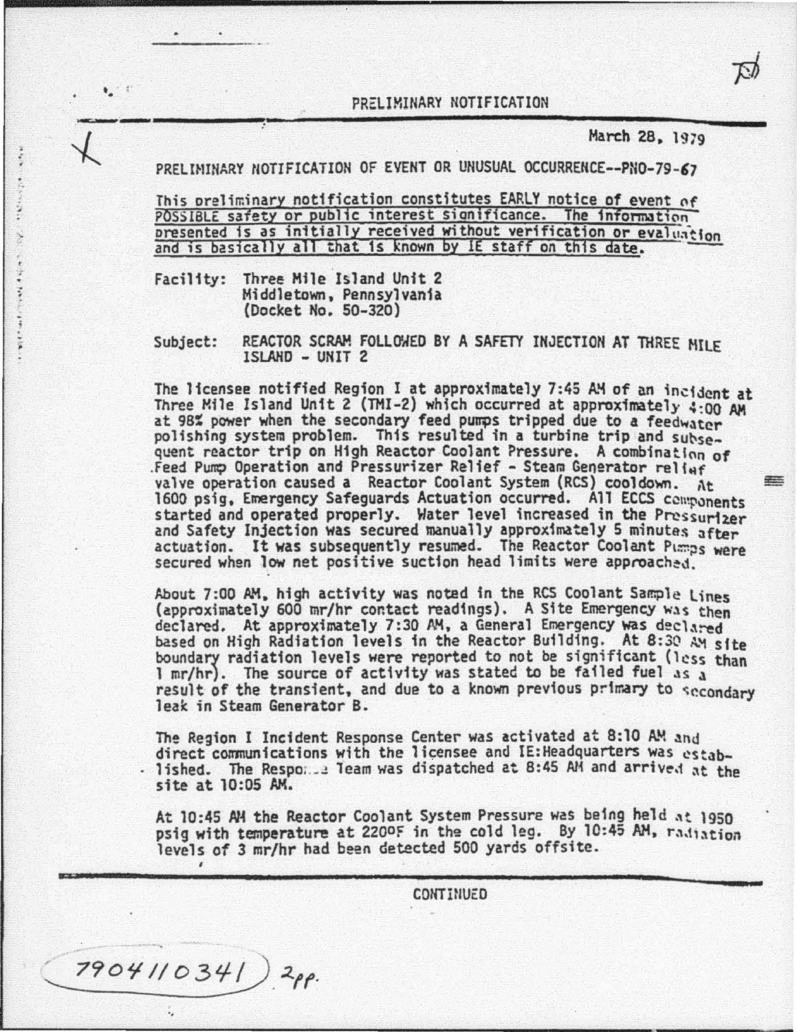PRELIMINARY NOTIFICATION

March 28, 1979

PRELIMINARY NOTIFICATION OF EVENT OR UNUSUAL OCCURRENCE--PNO-79-67

<u>This preliminary notification constitutes EARLY notice of event of POSSIBLE safety or public interest significance. The information presented is as initially received without verification or evaluation and is basically all that is known by IE staff on this date.</u>

Facility: Three Mile Island Unit 2
Middletown, Pennsylvania
(Docket No. 50-320)

Subject: REACTOR SCRAM FOLLOWED BY A SAFETY INJECTION AT THREE MILE ISLAND - UNIT 2

The licensee notified Region I at approximately 7:45 AM of an incident at Three Mile Island Unit 2 (TMI-2) which occurred at approximately 4:00 AM at 98% power when the secondary feed pumps tripped due to a feedwater polishing system problem. This resulted in a turbine trip and subsequent reactor trip on High Reactor Coolant Pressure. A combination of Feed Pump Operation and Pressurizer Relief - Steam Generator relief valve operation caused a Reactor Coolant System (RCS) cooldown. At 1600 psig, Emergency Safeguards Actuation occurred. All ECCS components started and operated properly. Water level increased in the Pressurizer and Safety Injection was secured manually approximately 5 minutes after actuation. It was subsequently resumed. The Reactor Coolant Pumps were secured when low net positive suction head limits were approached.

About 7:00 AM, high activity was noted in the RCS Coolant Sample Lines (approximately 600 mr/hr contact readings). A Site Emergency was then declared. At approximately 7:30 AM, a General Emergency was declared based on High Radiation levels in the Reactor Building. At 8:30 AM site boundary radiation levels were reported to not be significant (less than 1 mr/hr). The source of activity was stated to be failed fuel as a result of the transient, and due to a known previous primary to secondary leak in Steam Generator B.

The Region I Incident Response Center was activated at 8:10 AM and direct communications with the licensee and IE:Headquarters was established. The Response Team was dispatched at 8:45 AM and arrived at the site at 10:05 AM.

At 10:45 AM the Reactor Coolant System Pressure was being held at 1950 psig with temperature at 220°F in the cold leg. By 10:45 AM, radiation levels of 3 mr/hr had been detected 500 yards offsite.

CONTINUED

7904110341 2pp.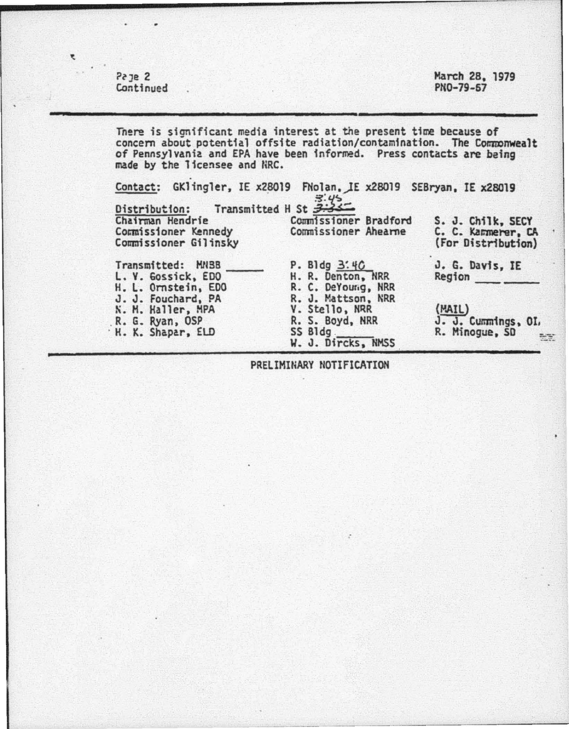Page 2
Continued

March 28, 1979
PNO-79-67

---

There is significant media interest at the present time because of concern about potential offsite radiation/contamination. The Commonwealt of Pennsylvania and EPA have been informed. Press contacts are being made by the licensee and NRC.

Contact: GKlingler, IE x28019 FNolan, IE x28019 SEBryan, IE x28019

Distribution: Transmitted H St ~~3:35~~ 3:45

| | | |
|---|---|---|
| Chairman Hendrie | Commissioner Bradford | S. J. Chilk, SECY |
| Commissioner Kennedy | Commissioner Ahearne | C. C. Kammerer, CA |
| Commissioner Gilinsky | | (For Distribution) |

| | | |
|---|---|---|
| Transmitted: MNBB ______ | P. Bldg 3:40 | J. G. Davis, IE |
| L. V. Gossick, EDO | H. R. Denton, NRR | Region ______ |
| H. L. Ornstein, EDO | R. C. DeYoung, NRR | |
| J. J. Fouchard, PA | R. J. Mattson, NRR | |
| N. M. Haller, MPA | V. Stello, NRR | (MAIL) |
| R. G. Ryan, OSP | R. S. Boyd, NRR | J. J. Cummings, OI |
| H. K. Shapar, ELD | SS Bldg ______ | R. Minogue, SD |
| | W. J. Dircks, NMSS | |

---

PRELIMINARY NOTIFICATION